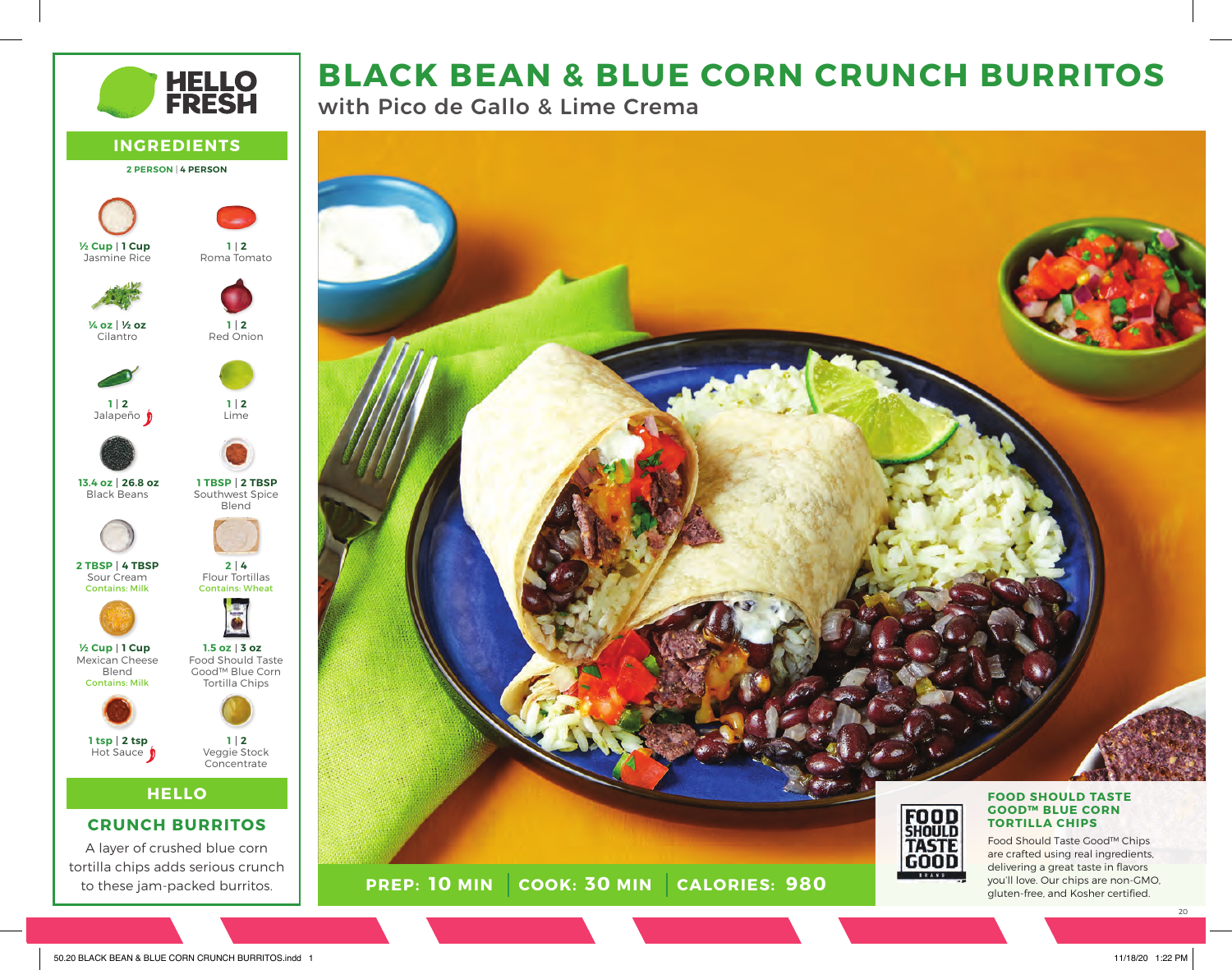# BLACK BEAN & BLUE CORN CRUNCH BURRITOS

## with Pico de Gallo & Lime Crema

HELLO FRESH

## INGREDIENTS

**2 PERSON** | **4 PERSON**

- **½ Cup | 1 Cup** Jasmine Rice
- **1 | 2** Roma Tomato
- **¼ oz | ½ oz** Cilantro
- **1 | 2** Red Onion
- **1 | 2** Jalapeño
- **1 | 2** Lime
- **13.4 oz | 26.8 oz** Black Beans
- **1 TBSP | 2 TBSP** Southwest Spice Blend
- **2 TBSP | 4 TBSP** Sour Cream *Contains: Milk*
- **2 | 4** Flour Tortillas *Contains: Wheat*
- **½ Cup | 1 Cup** Mexican Cheese Blend *Contains: Milk*
- **1.5 oz | 3 oz** Food Should Taste Good™ Blue Corn Tortilla Chips
- **1 tsp | 2 tsp** Hot Sauce
- **1 | 2** Veggie Stock Concentrate

## HELLO

### CRUNCH BURRITOS

A layer of crushed blue corn tortilla chips adds serious crunch to these jam-packed burritos.

**PREP: 10 MIN** | **COOK: 30 MIN** | **CALORIES: 980**

### FOOD SHOULD TASTE GOOD™ BLUE CORN TORTILLA CHIPS

Food Should Taste Good™ Chips are crafted using real ingredients, delivering a great taste in flavors you'll love. Our chips are non-GMO, gluten-free, and Kosher certified.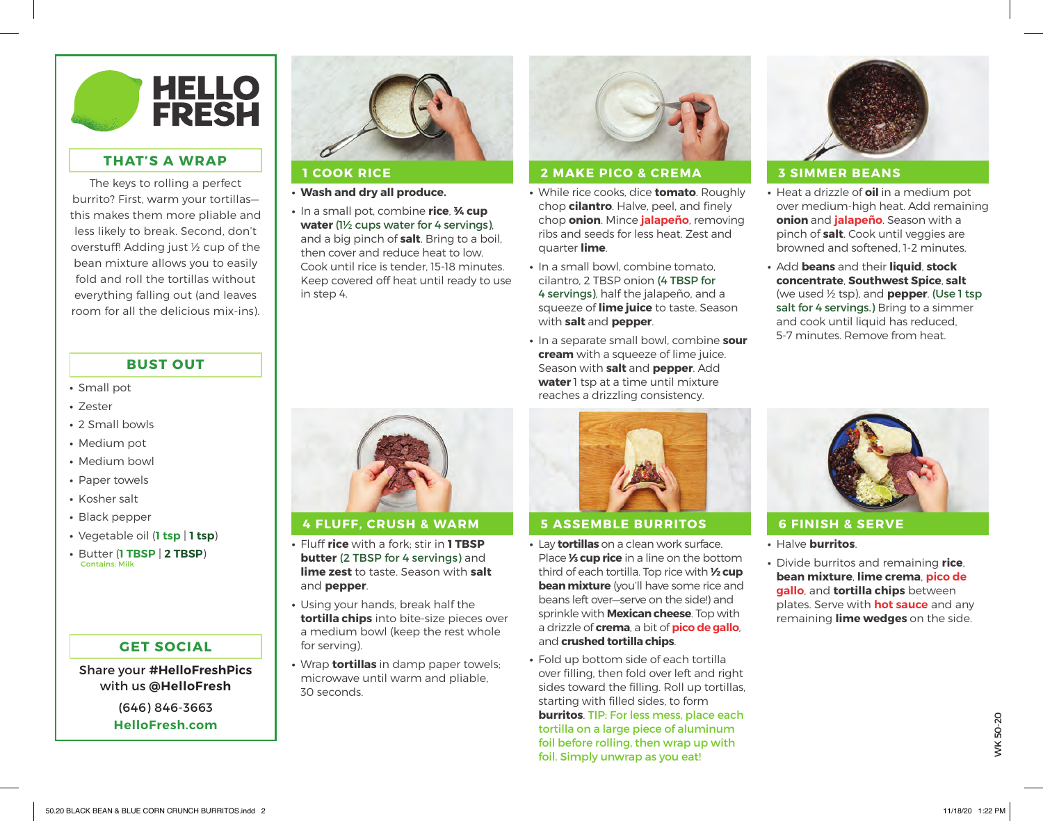# HELLO FRESH

## THAT'S A WRAP

The keys to rolling a perfect burrito? First, warm your tortillas—this makes them more pliable and less likely to break. Second, don't overstuff! Adding just ½ cup of the bean mixture allows you to easily fold and roll the tortillas without everything falling out (and leaves room for all the delicious mix-ins).

## BUST OUT

- Small pot
- Zester
- 2 Small bowls
- Medium pot
- Medium bowl
- Paper towels
- Kosher salt
- Black pepper
- Vegetable oil (1 tsp | 1 tsp)
- Butter (1 TBSP | 2 TBSP)
  Contains: Milk

## GET SOCIAL

Share your **#HelloFreshPics** with us **@HelloFresh**

(646) 846-3663

**HelloFresh.com**

## 1 COOK RICE

- **Wash and dry all produce.**
- In a small pot, combine **rice**, **¾ cup water** (1½ cups water for 4 servings), and a big pinch of **salt**. Bring to a boil, then cover and reduce heat to low. Cook until rice is tender, 15-18 minutes. Keep covered off heat until ready to use in step 4.

## 2 MAKE PICO & CREMA

- While rice cooks, dice **tomato**. Roughly chop **cilantro**. Halve, peel, and finely chop **onion**. Mince **jalapeño**, removing ribs and seeds for less heat. Zest and quarter **lime**.
- In a small bowl, combine tomato, cilantro, 2 TBSP onion (4 TBSP for 4 servings), half the jalapeño, and a squeeze of **lime juice** to taste. Season with **salt** and **pepper**.
- In a separate small bowl, combine **sour cream** with a squeeze of lime juice. Season with **salt** and **pepper**. Add **water** 1 tsp at a time until mixture reaches a drizzling consistency.

## 3 SIMMER BEANS

- Heat a drizzle of **oil** in a medium pot over medium-high heat. Add remaining **onion** and **jalapeño**. Season with a pinch of **salt**. Cook until veggies are browned and softened, 1-2 minutes.
- Add **beans** and their **liquid**, **stock concentrate**, **Southwest Spice**, **salt** (we used ½ tsp), and **pepper**. (Use 1 tsp salt for 4 servings.) Bring to a simmer and cook until liquid has reduced, 5-7 minutes. Remove from heat.

## 4 FLUFF, CRUSH & WARM

- Fluff **rice** with a fork; stir in **1 TBSP butter** (2 TBSP for 4 servings) and **lime zest** to taste. Season with **salt** and **pepper**.
- Using your hands, break half the **tortilla chips** into bite-size pieces over a medium bowl (keep the rest whole for serving).
- Wrap **tortillas** in damp paper towels; microwave until warm and pliable, 30 seconds.

## 5 ASSEMBLE BURRITOS

- Lay **tortillas** on a clean work surface. Place **⅓ cup rice** in a line on the bottom third of each tortilla. Top rice with **½ cup bean mixture** (you'll have some rice and beans left over—serve on the side!) and sprinkle with **Mexican cheese**. Top with a drizzle of **crema**, a bit of **pico de gallo**, and **crushed tortilla chips**.
- Fold up bottom side of each tortilla over filling, then fold over left and right sides toward the filling. Roll up tortillas, starting with filled sides, to form **burritos**. TIP: For less mess, place each tortilla on a large piece of aluminum foil before rolling, then wrap up with foil. Simply unwrap as you eat!

## 6 FINISH & SERVE

- Halve **burritos**.
- Divide burritos and remaining **rice**, **bean mixture**, **lime crema**, **pico de gallo**, and **tortilla chips** between plates. Serve with **hot sauce** and any remaining **lime wedges** on the side.

WK 50-20